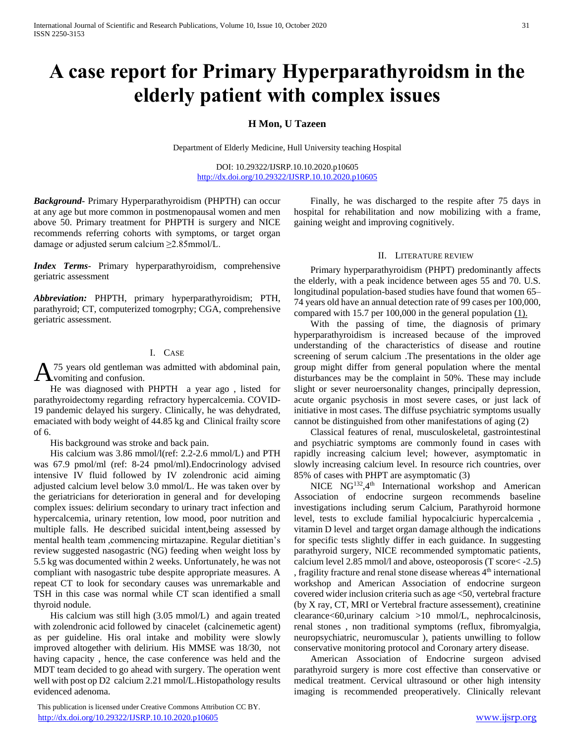# A case report for Primary Hyperparathyroidsm in the elderly patient with complex issues

**H Mon, U Tazeen**

Department of Elderly Medicine, Hull University teaching Hospital

DOI: 10.29322/IJSRP.10.10.2020.p10605
http://dx.doi.org/10.29322/IJSRP.10.10.2020.p10605

***Background***- Primary Hyperparathyroidism (PHPTH) can occur at any age but more common in postmenopausal women and men above 50. Primary treatment for PHPTH is surgery and NICE recommends referring cohorts with symptoms, or target organ damage or adjusted serum calcium ≥2.85mmol/L.

***Index Terms***- Primary hyperparathyroidism, comprehensive geriatric assessment

***Abbreviation:*** PHPTH, primary hyperparathyroidism; PTH, parathyroid; CT, computerized tomogrphy; CGA, comprehensive geriatric assessment.

## I. Case

A 75 years old gentleman was admitted with abdominal pain, vomiting and confusion.

He was diagnosed with PHPTH a year ago , listed for parathyroidectomy regarding refractory hypercalcemia. COVID-19 pandemic delayed his surgery. Clinically, he was dehydrated, emaciated with body weight of 44.85 kg and Clinical frailty score of 6.

His background was stroke and back pain.

His calcium was 3.86 mmol/l(ref: 2.2-2.6 mmol/L) and PTH was 67.9 pmol/ml (ref: 8-24 pmol/ml).Endocrinology advised intensive IV fluid followed by IV zolendronic acid aiming adjusted calcium level below 3.0 mmol/L. He was taken over by the geriatricians for deterioration in general and for developing complex issues: delirium secondary to urinary tract infection and hypercalcemia, urinary retention, low mood, poor nutrition and multiple falls. He described suicidal intent,being assessed by mental health team ,commencing mirtazapine. Regular dietitian's review suggested nasogastric (NG) feeding when weight loss by 5.5 kg was documented within 2 weeks. Unfortunately, he was not compliant with nasogastric tube despite appropriate measures. A repeat CT to look for secondary causes was unremarkable and TSH in this case was normal while CT scan identified a small thyroid nodule.

His calcium was still high (3.05 mmol/L) and again treated with zolendronic acid followed by cinacelet (calcinemetic agent) as per guideline. His oral intake and mobility were slowly improved altogether with delirium. His MMSE was 18/30, not having capacity , hence, the case conference was held and the MDT team decided to go ahead with surgery. The operation went well with post op D2 calcium 2.21 mmol/L.Histopathology results evidenced adenoma.

Finally, he was discharged to the respite after 75 days in hospital for rehabilitation and now mobilizing with a frame, gaining weight and improving cognitively.

## II. Literature review

Primary hyperparathyroidism (PHPT) predominantly affects the elderly, with a peak incidence between ages 55 and 70. U.S. longitudinal population-based studies have found that women 65–74 years old have an annual detection rate of 99 cases per 100,000, compared with 15.7 per 100,000 in the general population (1).

With the passing of time, the diagnosis of primary hyperparathyroidism is increased because of the improved understanding of the characteristics of disease and routine screening of serum calcium .The presentations in the older age group might differ from general population where the mental disturbances may be the complaint in 50%. These may include slight or sever neuroersonality changes, principally depression, acute organic psychosis in most severe cases, or just lack of initiative in most cases. The diffuse psychiatric symptoms usually cannot be distinguished from other manifestations of aging (2)

Classical features of renal, musculoskeletal, gastrointestinal and psychiatric symptoms are commonly found in cases with rapidly increasing calcium level; however, asymptomatic in slowly increasing calcium level. In resource rich countries, over 85% of cases with PHPT are asymptomatic (3)

NICE NG[132],4[th] International workshop and American Association of endocrine surgeon recommends baseline investigations including serum Calcium, Parathyroid hormone level, tests to exclude familial hypocalciuric hypercalcemia , vitamin D level and target organ damage although the indications for specific tests slightly differ in each guidance. In suggesting parathyroid surgery, NICE recommended symptomatic patients, calcium level 2.85 mmol/l and above, osteoporosis (T score< -2.5) , fragility fracture and renal stone disease whereas 4[th] international workshop and American Association of endocrine surgeon covered wider inclusion criteria such as age <50, vertebral fracture (by X ray, CT, MRI or Vertebral fracture assessement), creatinine clearance<60,urinary calcium >10 mmol/L, nephrocalcinosis, renal stones , non traditional symptoms (reflux, fibromyalgia, neuropsychiatric, neuromuscular ), patients unwilling to follow conservative monitoring protocol and Coronary artery disease.

American Association of Endocrine surgeon advised parathyroid surgery is more cost effective than conservative or medical treatment. Cervical ultrasound or other high intensity imaging is recommended preoperatively. Clinically relevant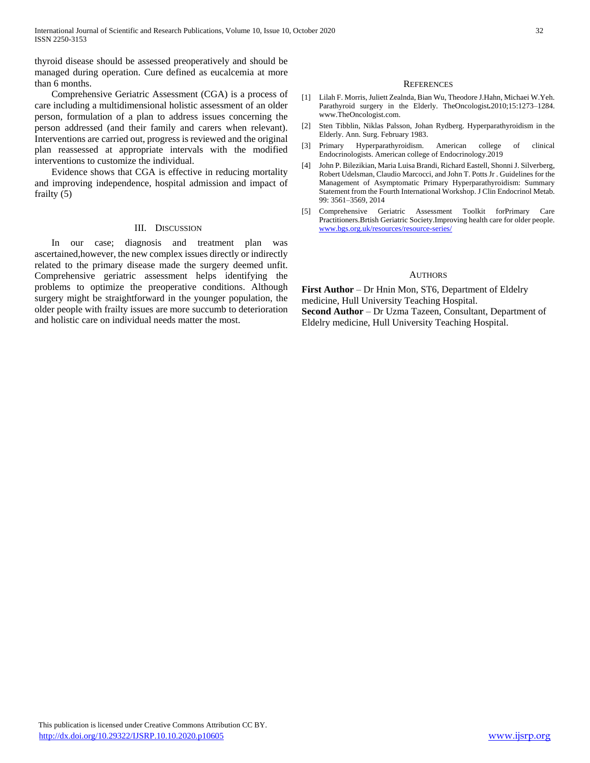thyroid disease should be assessed preoperatively and should be managed during operation. Cure defined as eucalcemia at more than 6 months.

Comprehensive Geriatric Assessment (CGA) is a process of care including a multidimensional holistic assessment of an older person, formulation of a plan to address issues concerning the person addressed (and their family and carers when relevant). Interventions are carried out, progress is reviewed and the original plan reassessed at appropriate intervals with the modified interventions to customize the individual.

Evidence shows that CGA is effective in reducing mortality and improving independence, hospital admission and impact of frailty (5)

## III. Discussion

In our case; diagnosis and treatment plan was ascertained,however, the new complex issues directly or indirectly related to the primary disease made the surgery deemed unfit. Comprehensive geriatric assessment helps identifying the problems to optimize the preoperative conditions. Although surgery might be straightforward in the younger population, the older people with frailty issues are more succumb to deterioration and holistic care on individual needs matter the most.

## References

[1] Lilah F. Morris, Juliett Zealnda, Bian Wu, Theodore J.Hahn, Michaei W.Yeh. Parathyroid surgery in the Elderly. TheOncologist**.**2010;15:1273–1284. www.TheOncologist.com.

[2] Sten Tibblin, Niklas Palsson, Johan Rydberg. Hyperparathyroidism in the Elderly. Ann. Surg. February 1983.

[3] Primary Hyperparathyroidism. American college of clinical Endocrinologists. American college of Endocrinology.2019

[4] John P. Bilezikian, Maria Luisa Brandi, Richard Eastell, Shonni J. Silverberg, Robert Udelsman, Claudio Marcocci, and John T. Potts Jr . Guidelines for the Management of Asymptomatic Primary Hyperparathyroidism: Summary Statement from the Fourth International Workshop. J Clin Endocrinol Metab. 99: 3561–3569, 2014

[5] Comprehensive Geriatric Assessment Toolkit forPrimary Care Practitioners.Brtish Geriatric Society.Improving health care for older people. www.bgs.org.uk/resources/resource-series/

## Authors

**First Author** – Dr Hnin Mon, ST6, Department of Eldelry medicine, Hull University Teaching Hospital.
**Second Author** – Dr Uzma Tazeen, Consultant, Department of Eldelry medicine, Hull University Teaching Hospital.

This publication is licensed under Creative Commons Attribution CC BY.
http://dx.doi.org/10.29322/IJSRP.10.10.2020.p10605